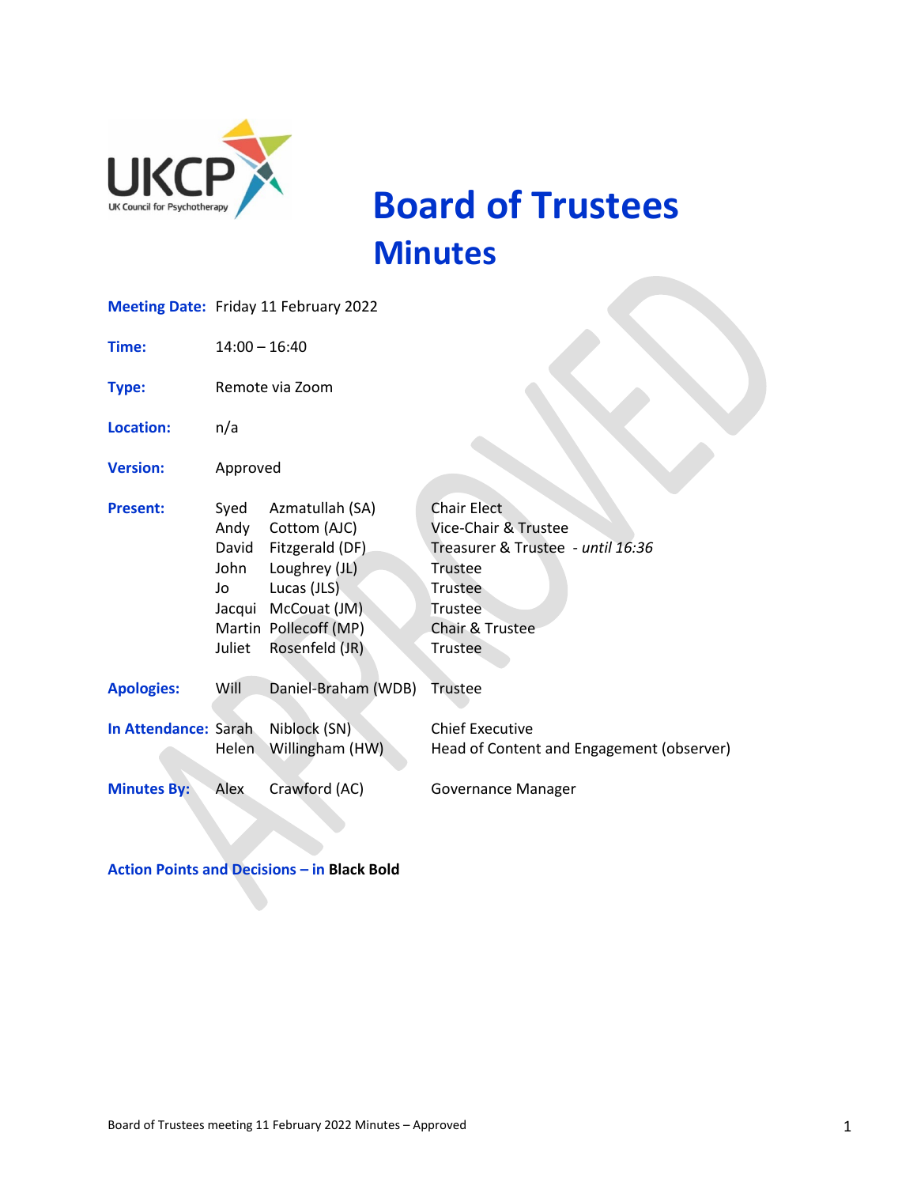# Board of Trustees Minutes

| | | | |
|---|---|---|---|
| **Meeting Date:** | Friday 11 February 2022 | | |
| **Time:** | 14:00 – 16:40 | | |
| **Type:** | Remote via Zoom | | |
| **Location:** | n/a | | |
| **Version:** | Approved | | |
| **Present:** | Syed | Azmatullah (SA) | Chair Elect |
| | Andy | Cottom (AJC) | Vice-Chair & Trustee |
| | David | Fitzgerald (DF) | Treasurer & Trustee *- until 16:36* |
| | John | Loughrey (JL) | Trustee |
| | Jo | Lucas (JLS) | Trustee |
| | Jacqui | McCouat (JM) | Trustee |
| | Martin | Pollecoff (MP) | Chair & Trustee |
| | Juliet | Rosenfeld (JR) | Trustee |
| **Apologies:** | Will | Daniel-Braham (WDB) | Trustee |
| **In Attendance:** | Sarah | Niblock (SN) | Chief Executive |
| | Helen | Willingham (HW) | Head of Content and Engagement (observer) |
| **Minutes By:** | Alex | Crawford (AC) | Governance Manager |

**Action Points and Decisions – in Black Bold**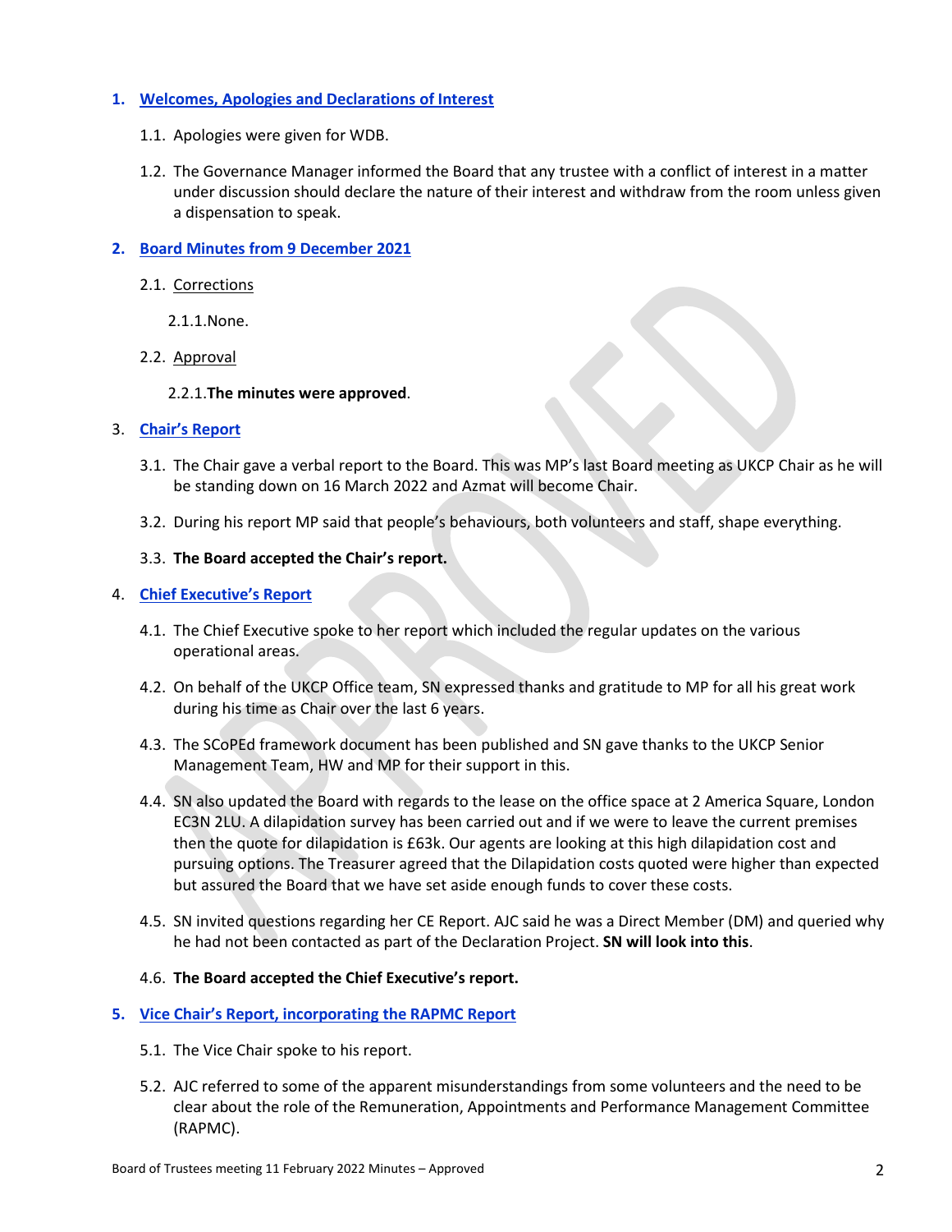## 1. Welcomes, Apologies and Declarations of Interest

1.1. Apologies were given for WDB.

1.2. The Governance Manager informed the Board that any trustee with a conflict of interest in a matter under discussion should declare the nature of their interest and withdraw from the room unless given a dispensation to speak.

## 2. Board Minutes from 9 December 2021

2.1. Corrections

2.1.1. None.

2.2. Approval

2.2.1. **The minutes were approved**.

## 3. Chair's Report

3.1. The Chair gave a verbal report to the Board. This was MP's last Board meeting as UKCP Chair as he will be standing down on 16 March 2022 and Azmat will become Chair.

3.2. During his report MP said that people's behaviours, both volunteers and staff, shape everything.

3.3. **The Board accepted the Chair's report.**

## 4. Chief Executive's Report

4.1. The Chief Executive spoke to her report which included the regular updates on the various operational areas.

4.2. On behalf of the UKCP Office team, SN expressed thanks and gratitude to MP for all his great work during his time as Chair over the last 6 years.

4.3. The SCoPEd framework document has been published and SN gave thanks to the UKCP Senior Management Team, HW and MP for their support in this.

4.4. SN also updated the Board with regards to the lease on the office space at 2 America Square, London EC3N 2LU. A dilapidation survey has been carried out and if we were to leave the current premises then the quote for dilapidation is £63k. Our agents are looking at this high dilapidation cost and pursuing options. The Treasurer agreed that the Dilapidation costs quoted were higher than expected but assured the Board that we have set aside enough funds to cover these costs.

4.5. SN invited questions regarding her CE Report. AJC said he was a Direct Member (DM) and queried why he had not been contacted as part of the Declaration Project. **SN will look into this**.

4.6. **The Board accepted the Chief Executive's report.**

## 5. Vice Chair's Report, incorporating the RAPMC Report

5.1. The Vice Chair spoke to his report.

5.2. AJC referred to some of the apparent misunderstandings from some volunteers and the need to be clear about the role of the Remuneration, Appointments and Performance Management Committee (RAPMC).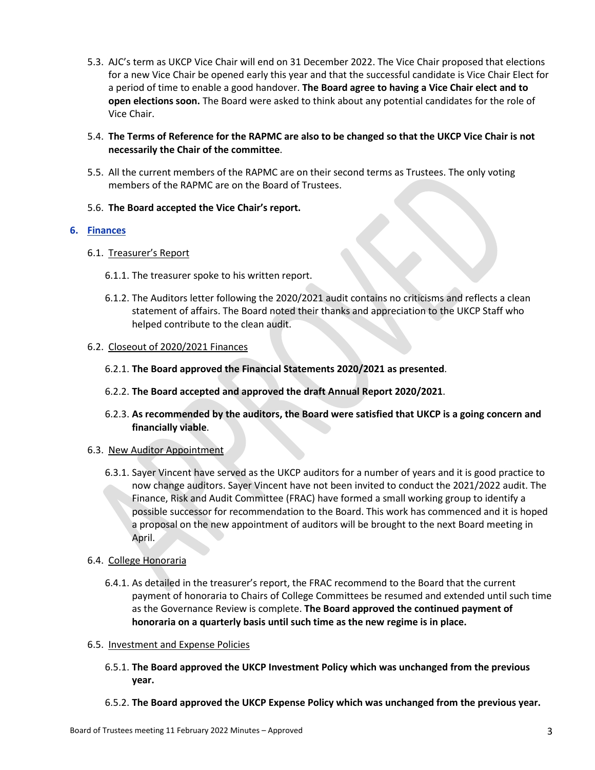5.3. AJC's term as UKCP Vice Chair will end on 31 December 2022. The Vice Chair proposed that elections for a new Vice Chair be opened early this year and that the successful candidate is Vice Chair Elect for a period of time to enable a good handover. **The Board agree to having a Vice Chair elect and to open elections soon.** The Board were asked to think about any potential candidates for the role of Vice Chair.

5.4. **The Terms of Reference for the RAPMC are also to be changed so that the UKCP Vice Chair is not necessarily the Chair of the committee**.

5.5. All the current members of the RAPMC are on their second terms as Trustees. The only voting members of the RAPMC are on the Board of Trustees.

5.6. **The Board accepted the Vice Chair's report.**

## 6. Finances

6.1. Treasurer's Report

6.1.1. The treasurer spoke to his written report.

6.1.2. The Auditors letter following the 2020/2021 audit contains no criticisms and reflects a clean statement of affairs. The Board noted their thanks and appreciation to the UKCP Staff who helped contribute to the clean audit.

6.2. Closeout of 2020/2021 Finances

6.2.1. **The Board approved the Financial Statements 2020/2021 as presented**.

6.2.2. **The Board accepted and approved the draft Annual Report 2020/2021**.

6.2.3. **As recommended by the auditors, the Board were satisfied that UKCP is a going concern and financially viable**.

6.3. New Auditor Appointment

6.3.1. Sayer Vincent have served as the UKCP auditors for a number of years and it is good practice to now change auditors. Sayer Vincent have not been invited to conduct the 2021/2022 audit. The Finance, Risk and Audit Committee (FRAC) have formed a small working group to identify a possible successor for recommendation to the Board. This work has commenced and it is hoped a proposal on the new appointment of auditors will be brought to the next Board meeting in April.

6.4. College Honoraria

6.4.1. As detailed in the treasurer's report, the FRAC recommend to the Board that the current payment of honoraria to Chairs of College Committees be resumed and extended until such time as the Governance Review is complete. **The Board approved the continued payment of honoraria on a quarterly basis until such time as the new regime is in place.**

6.5. Investment and Expense Policies

6.5.1. **The Board approved the UKCP Investment Policy which was unchanged from the previous year.**

6.5.2. **The Board approved the UKCP Expense Policy which was unchanged from the previous year.**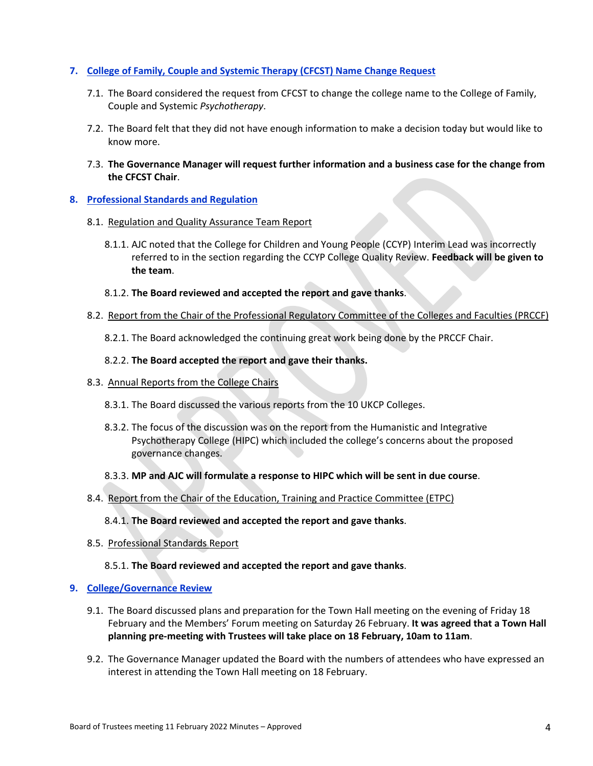## 7. College of Family, Couple and Systemic Therapy (CFCST) Name Change Request

7.1. The Board considered the request from CFCST to change the college name to the College of Family, Couple and Systemic *Psychotherapy*.

7.2. The Board felt that they did not have enough information to make a decision today but would like to know more.

7.3. **The Governance Manager will request further information and a business case for the change from the CFCST Chair**.

## 8. Professional Standards and Regulation

8.1. Regulation and Quality Assurance Team Report

8.1.1. AJC noted that the College for Children and Young People (CCYP) Interim Lead was incorrectly referred to in the section regarding the CCYP College Quality Review. **Feedback will be given to the team**.

8.1.2. **The Board reviewed and accepted the report and gave thanks**.

8.2. Report from the Chair of the Professional Regulatory Committee of the Colleges and Faculties (PRCCF)

8.2.1. The Board acknowledged the continuing great work being done by the PRCCF Chair.

8.2.2. **The Board accepted the report and gave their thanks.**

8.3. Annual Reports from the College Chairs

8.3.1. The Board discussed the various reports from the 10 UKCP Colleges.

8.3.2. The focus of the discussion was on the report from the Humanistic and Integrative Psychotherapy College (HIPC) which included the college's concerns about the proposed governance changes.

8.3.3. **MP and AJC will formulate a response to HIPC which will be sent in due course**.

8.4. Report from the Chair of the Education, Training and Practice Committee (ETPC)

8.4.1. **The Board reviewed and accepted the report and gave thanks**.

8.5. Professional Standards Report

8.5.1. **The Board reviewed and accepted the report and gave thanks**.

## 9. College/Governance Review

9.1. The Board discussed plans and preparation for the Town Hall meeting on the evening of Friday 18 February and the Members' Forum meeting on Saturday 26 February. **It was agreed that a Town Hall planning pre-meeting with Trustees will take place on 18 February, 10am to 11am**.

9.2. The Governance Manager updated the Board with the numbers of attendees who have expressed an interest in attending the Town Hall meeting on 18 February.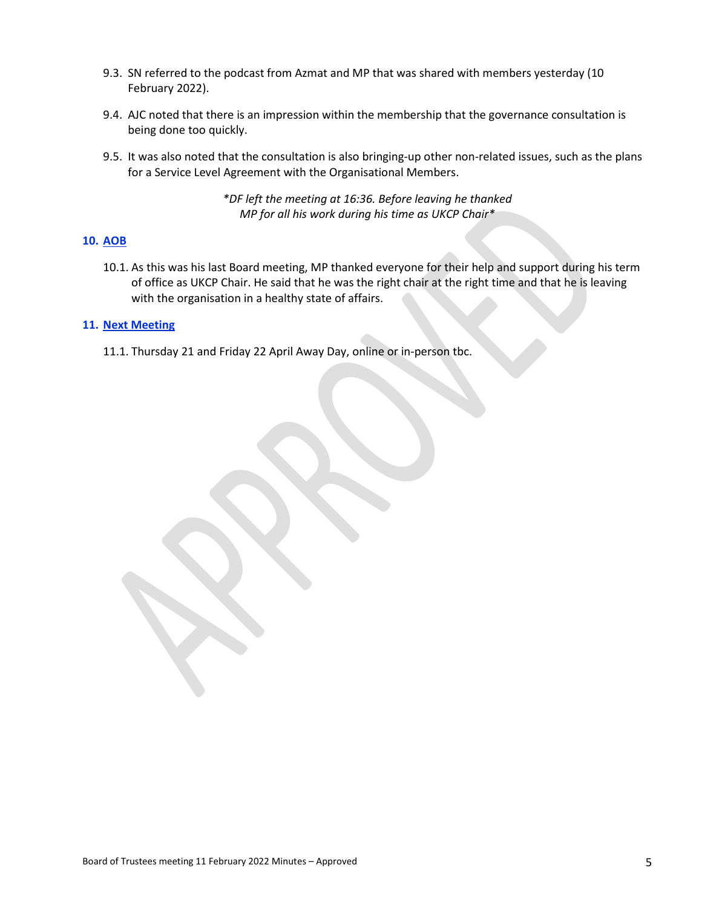9.3. SN referred to the podcast from Azmat and MP that was shared with members yesterday (10 February 2022).

9.4. AJC noted that there is an impression within the membership that the governance consultation is being done too quickly.

9.5. It was also noted that the consultation is also bringing-up other non-related issues, such as the plans for a Service Level Agreement with the Organisational Members.

*\*DF left the meeting at 16:36. Before leaving he thanked MP for all his work during his time as UKCP Chair\**

## 10. AOB

10.1. As this was his last Board meeting, MP thanked everyone for their help and support during his term of office as UKCP Chair. He said that he was the right chair at the right time and that he is leaving with the organisation in a healthy state of affairs.

## 11. Next Meeting

11.1. Thursday 21 and Friday 22 April Away Day, online or in-person tbc.